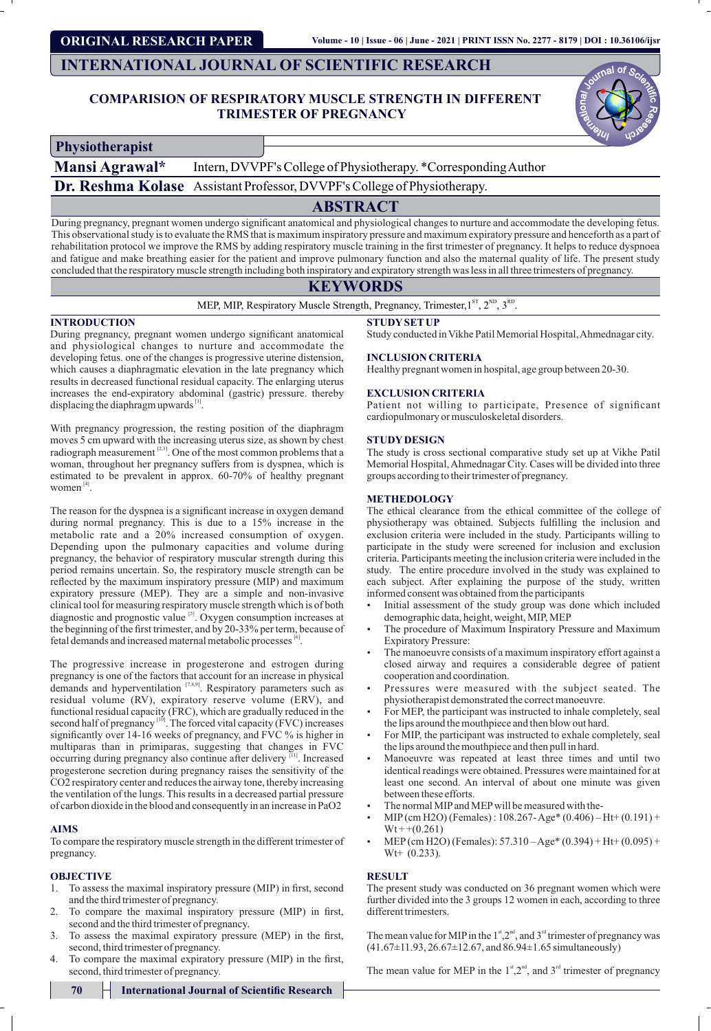ORIGINAL RESEARCH PAPER

INTERNATIONAL JOURNAL OF SCIENTIFIC RESEARCH

# COMPARISION OF RESPIRATORY MUSCLE STRENGTH IN DIFFERENT TRIMESTER OF PREGNANCY

**Physiotherapist**

**Mansi Agrawal*** Intern, DVVPF's College of Physiotherapy. *Corresponding Author

**Dr. Reshma Kolase** Assistant Professor, DVVPF's College of Physiotherapy.

## ABSTRACT

During pregnancy, pregnant women undergo significant anatomical and physiological changes to nurture and accommodate the developing fetus. This observational study is to evaluate the RMS that is maximum inspiratory pressure and maximum expiratory pressure and henceforth as a part of rehabilitation protocol we improve the RMS by adding respiratory muscle training in the first trimester of pregnancy. It helps to reduce dyspnoea and fatigue and make breathing easier for the patient and improve pulmonary function and also the maternal quality of life. The present study concluded that the respiratory muscle strength including both inspiratory and expiratory strength was less in all three trimesters of pregnancy.

## KEYWORDS

MEP, MIP, Respiratory Muscle Strength, Pregnancy, Trimester, $1^{ST}$, $2^{ND}$, $3^{RD}$.

## INTRODUCTION

During pregnancy, pregnant women undergo significant anatomical and physiological changes to nurture and accommodate the developing fetus. one of the changes is progressive uterine distension, which causes a diaphragmatic elevation in the late pregnancy which results in decreased functional residual capacity. The enlarging uterus increases the end-expiratory abdominal (gastric) pressure. thereby displacing the diaphragm upwards [1].

With pregnancy progression, the resting position of the diaphragm moves 5 cm upward with the increasing uterus size, as shown by chest radiograph measurement [2,3]. One of the most common problems that a woman, throughout her pregnancy suffers from is dyspnea, which is estimated to be prevalent in approx. 60-70% of healthy pregnant women [4].

The reason for the dyspnea is a significant increase in oxygen demand during normal pregnancy. This is due to a 15% increase in the metabolic rate and a 20% increased consumption of oxygen. Depending upon the pulmonary capacities and volume during pregnancy, the behavior of respiratory muscular strength during this period remains uncertain. So, the respiratory muscle strength can be reflected by the maximum inspiratory pressure (MIP) and maximum expiratory pressure (MEP). They are a simple and non-invasive clinical tool for measuring respiratory muscle strength which is of both diagnostic and prognostic value [5]. Oxygen consumption increases at the beginning of the first trimester, and by 20-33% per term, because of fetal demands and increased maternal metabolic processes [6].

The progressive increase in progesterone and estrogen during pregnancy is one of the factors that account for an increase in physical demands and hyperventilation [7,8,9]. Respiratory parameters such as residual volume (RV), expiratory reserve volume (ERV), and functional residual capacity (FRC), which are gradually reduced in the second half of pregnancy [10]. The forced vital capacity (FVC) increases significantly over 14-16 weeks of pregnancy, and FVC % is higher in multiparas than in primiparas, suggesting that changes in FVC occurring during pregnancy also continue after delivery [11]. Increased progesterone secretion during pregnancy raises the sensitivity of the $CO_2$ respiratory center and reduces the airway tone, thereby increasing the ventilation of the lungs. This results in a decreased partial pressure of carbon dioxide in the blood and consequently in an increase in $PaO_2$

## AIMS

To compare the respiratory muscle strength in the different trimester of pregnancy.

## OBJECTIVE

1. To assess the maximal inspiratory pressure (MIP) in first, second and the third trimester of pregnancy.
2. To compare the maximal inspiratory pressure (MIP) in first, second and the third trimester of pregnancy.
3. To assess the maximal expiratory pressure (MEP) in the first, second, third trimester of pregnancy.
4. To compare the maximal expiratory pressure (MIP) in the first, second, third trimester of pregnancy.

## STUDY SET UP

Study conducted in Vikhe Patil Memorial Hospital, Ahmednagar city.

## INCLUSION CRITERIA

Healthy pregnant women in hospital, age group between 20-30.

## EXCLUSION CRITERIA

Patient not willing to participate, Presence of significant cardiopulmonary or musculoskeletal disorders.

## STUDY DESIGN

The study is cross sectional comparative study set up at Vikhe Patil Memorial Hospital, Ahmednagar City. Cases will be divided into three groups according to their trimester of pregnancy.

## METHEDOLOGY

The ethical clearance from the ethical committee of the college of physiotherapy was obtained. Subjects fulfilling the inclusion and exclusion criteria were included in the study. Participants willing to participate in the study were screened for inclusion and exclusion criteria. Participants meeting the inclusion criteria were included in the study. The entire procedure involved in the study was explained to each subject. After explaining the purpose of the study, written informed consent was obtained from the participants

- Initial assessment of the study group was done which included demographic data, height, weight, MIP, MEP
- The procedure of Maximum Inspiratory Pressure and Maximum Expiratory Pressure:
- The manoeuvre consists of a maximum inspiratory effort against a closed airway and requires a considerable degree of patient cooperation and coordination.
- Pressures were measured with the subject seated. The physiotherapist demonstrated the correct manoeuvre.
- For MEP, the participant was instructed to inhale completely, seal the lips around the mouthpiece and then blow out hard.
- For MIP, the participant was instructed to exhale completely, seal the lips around the mouthpiece and then pull in hard.
- Manoeuvre was repeated at least three times and until two identical readings were obtained. Pressures were maintained for at least one second. An interval of about one minute was given between these efforts.
- The normal MIP and MEP will be measured with the-
- MIP (cm H2O) (Females) : 108.267- Age* (0.406) – Ht+ (0.191) + Wt+ +(0.261)
- MEP (cm H2O) (Females): 57.310 – Age* (0.394) + Ht+ (0.095) + Wt+ (0.233).

## RESULT

The present study was conducted on 36 pregnant women which were further divided into the 3 groups 12 women in each, according to three different trimesters.

The mean value for MIP in the $1^{st}$, $2^{nd}$, and $3^{rd}$ trimester of pregnancy was (41.67±11.93, 26.67±12.67, and 86.94±1.65 simultaneously)

The mean value for MEP in the $1^{st}$, $2^{nd}$, and $3^{rd}$ trimester of pregnancy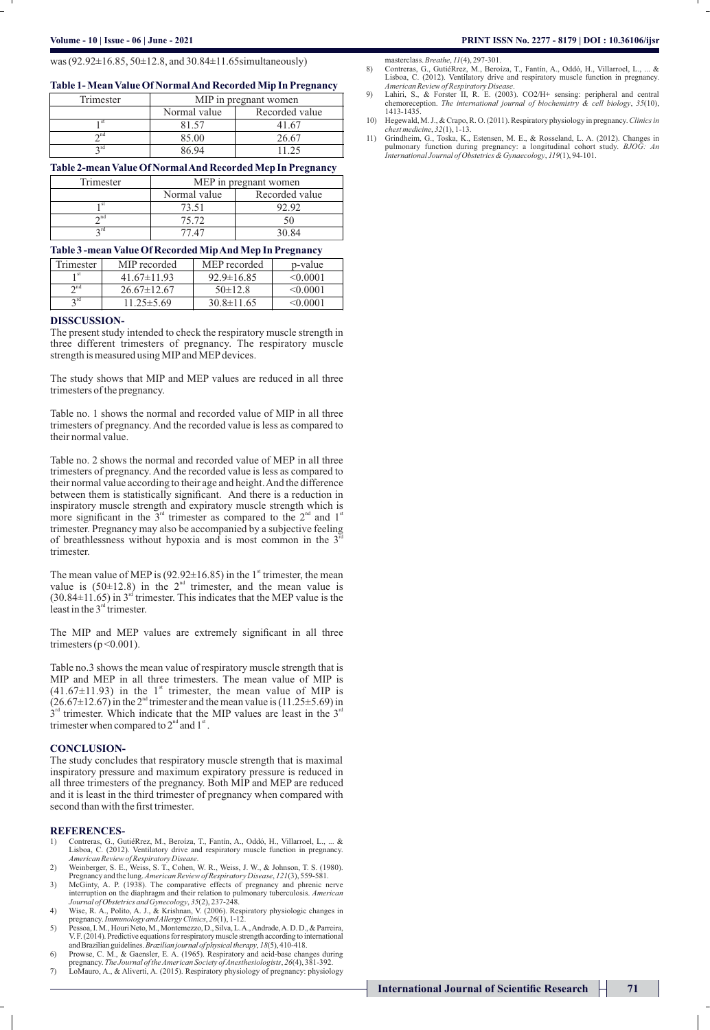was (92.92±16.85, 50±12.8, and 30.84±11.65simultaneously)

**Table 1- Mean Value Of Normal And Recorded Mip In Pregnancy**

| Trimester | MIP in pregnant women | |
|---|---|---|
| | Normal value | Recorded value |
| 1st | 81.57 | 41.67 |
| 2nd | 85.00 | 26.67 |
| 3rd | 86.94 | 11.25 |

**Table 2-mean Value Of Normal And Recorded Mep In Pregnancy**

| Trimester | MEP in pregnant women | |
|---|---|---|
| | Normal value | Recorded value |
| 1st | 73.51 | 92.92 |
| 2nd | 75.72 | 50 |
| 3rd | 77.47 | 30.84 |

**Table 3 -mean Value Of Recorded Mip And Mep In Pregnancy**

| Trimester | MIP recorded | MEP recorded | p-value |
|---|---|---|---|
| 1st | 41.67±11.93 | 92.9±16.85 | <0.0001 |
| 2nd | 26.67±12.67 | 50±12.8 | <0.0001 |
| 3rd | 11.25±5.69 | 30.8±11.65 | <0.0001 |

## DISSCUSSION-

The present study intended to check the respiratory muscle strength in three different trimesters of pregnancy. The respiratory muscle strength is measured using MIP and MEP devices.

The study shows that MIP and MEP values are reduced in all three trimesters of the pregnancy.

Table no. 1 shows the normal and recorded value of MIP in all three trimesters of pregnancy. And the recorded value is less as compared to their normal value.

Table no. 2 shows the normal and recorded value of MEP in all three trimesters of pregnancy. And the recorded value is less as compared to their normal value according to their age and height. And the difference between them is statistically significant. And there is a reduction in inspiratory muscle strength and expiratory muscle strength which is more significant in the 3rd trimester as compared to the 2nd and 1st trimester. Pregnancy may also be accompanied by a subjective feeling of breathlessness without hypoxia and is most common in the 3rd trimester.

The mean value of MEP is (92.92±16.85) in the 1st trimester, the mean value is (50±12.8) in the 2nd trimester, and the mean value is (30.84±11.65) in 3rd trimester. This indicates that the MEP value is the least in the 3rd trimester.

The MIP and MEP values are extremely significant in all three trimesters ($p < 0.001$).

Table no.3 shows the mean value of respiratory muscle strength that is MIP and MEP in all three trimesters. The mean value of MIP is (41.67±11.93) in the 1st trimester, the mean value of MIP is (26.67±12.67) in the 2nd trimester and the mean value is (11.25±5.69) in 3rd trimester. Which indicate that the MIP values are least in the 3rd trimester when compared to 2nd and 1st.

## CONCLUSION-

The study concludes that respiratory muscle strength that is maximal inspiratory pressure and maximum expiratory pressure is reduced in all three trimesters of the pregnancy. Both MIP and MEP are reduced and it is least in the third trimester of pregnancy when compared with second than with the first trimester.

## REFERENCES-

1) Contreras, G., GutiéRrez, M., Beroíza, T., Fantín, A., Oddó, H., Villarroel, L., ... & Lisboa, C. (2012). Ventilatory drive and respiratory muscle function in pregnancy. *American Review of Respiratory Disease*.
2) Weinberger, S. E., Weiss, S. T., Cohen, W. R., Weiss, J. W., & Johnson, T. S. (1980). Pregnancy and the lung. *American Review of Respiratory Disease*, *121*(3), 559-581.
3) McGinty, A. P. (1938). The comparative effects of pregnancy and phrenic nerve interruption on the diaphragm and their relation to pulmonary tuberculosis. *American Journal of Obstetrics and Gynecology*, *35*(2), 237-248.
4) Wise, R. A., Polito, A. J., & Krishnan, V. (2006). Respiratory physiologic changes in pregnancy. *Immunology and Allergy Clinics*, *26*(1), 1-12.
5) Pessoa, I. M., Houri Neto, M., Montemezzo, D., Silva, L. A., Andrade, A. D. D., & Parreira, V. F. (2014). Predictive equations for respiratory muscle strength according to international and Brazilian guidelines. *Brazilian journal of physical therapy*, *18*(5), 410-418.
6) Prowse, C. M., & Gaensler, E. A. (1965). Respiratory and acid-base changes during pregnancy. *The Journal of the American Society of Anesthesiologists*, *26*(4), 381-392.
7) LoMauro, A., & Aliverti, A. (2015). Respiratory physiology of pregnancy: physiology masterclass. *Breathe*, *11*(4), 297-301.
8) Contreras, G., GutiéRrez, M., Beroíza, T., Fantín, A., Oddó, H., Villarroel, L., ... & Lisboa, C. (2012). Ventilatory drive and respiratory muscle function in pregnancy. *American Review of Respiratory Disease*.
9) Lahiri, S., & Forster II, R. E. (2003). CO2/H+ sensing: peripheral and central chemoreception. *The international journal of biochemistry & cell biology*, *35*(10), 1413-1435.
10) Hegewald, M. J., & Crapo, R. O. (2011). Respiratory physiology in pregnancy. *Clinics in chest medicine*, *32*(1), 1-13.
11) Grindheim, G., Toska, K., Estensen, M. E., & Rosseland, L. A. (2012). Changes in pulmonary function during pregnancy: a longitudinal cohort study. *BJOG: An International Journal of Obstetrics & Gynaecology*, *119*(1), 94-101.